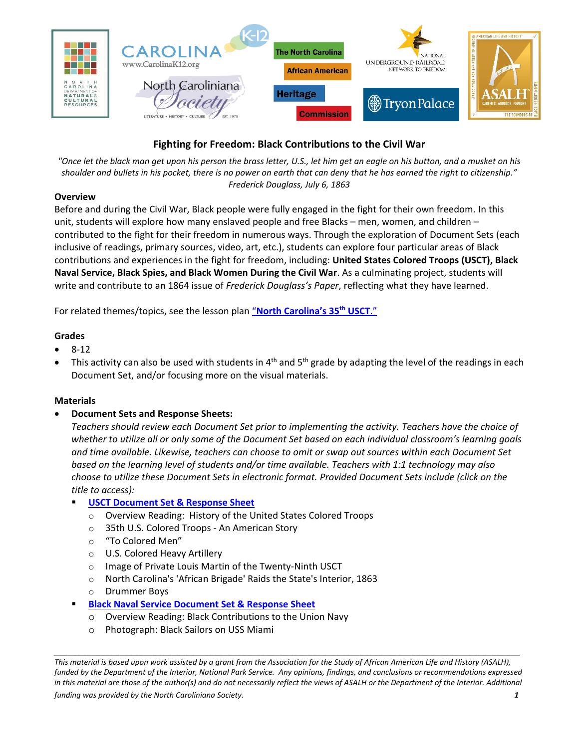## Fighting for Freedom: Black Contributions to the Civil War

*"Once let the black man get upon his person the brass letter, U.S., let him get an eagle on his button, and a musket on his shoulder and bullets in his pocket, there is no power on earth that can deny that he has earned the right to citizenship."* *Frederick Douglass, July 6, 1863*

### Overview

Before and during the Civil War, Black people were fully engaged in the fight for their own freedom. In this unit, students will explore how many enslaved people and free Blacks – men, women, and children – contributed to the fight for their freedom in numerous ways. Through the exploration of Document Sets (each inclusive of readings, primary sources, video, art, etc.), students can explore four particular areas of Black contributions and experiences in the fight for freedom, including: **United States Colored Troops (USCT), Black Naval Service, Black Spies, and Black Women During the Civil War**. As a culminating project, students will write and contribute to an 1864 issue of *Frederick Douglass's Paper*, reflecting what they have learned.

For related themes/topics, see the lesson plan **"North Carolina's 35th USCT."**

### Grades

- 8-12
- This activity can also be used with students in 4th and 5th grade by adapting the level of the readings in each Document Set, and/or focusing more on the visual materials.

### Materials

- **Document Sets and Response Sheets:**
  *Teachers should review each Document Set prior to implementing the activity. Teachers have the choice of whether to utilize all or only some of the Document Set based on each individual classroom's learning goals and time available. Likewise, teachers can choose to omit or swap out sources within each Document Set based on the learning level of students and/or time available. Teachers with 1:1 technology may also choose to utilize these Document Sets in electronic format. Provided Document Sets include (click on the title to access):*
  - **USCT Document Set & Response Sheet**
    - Overview Reading: History of the United States Colored Troops
    - 35th U.S. Colored Troops - An American Story
    - "To Colored Men"
    - U.S. Colored Heavy Artillery
    - Image of Private Louis Martin of the Twenty-Ninth USCT
    - North Carolina's 'African Brigade' Raids the State's Interior, 1863
    - Drummer Boys
  - **Black Naval Service Document Set & Response Sheet**
    - Overview Reading: Black Contributions to the Union Navy
    - Photograph: Black Sailors on USS Miami

*This material is based upon work assisted by a grant from the Association for the Study of African American Life and History (ASALH), funded by the Department of the Interior, National Park Service. Any opinions, findings, and conclusions or recommendations expressed in this material are those of the author(s) and do not necessarily reflect the views of ASALH or the Department of the Interior. Additional funding was provided by the North Caroliniana Society.*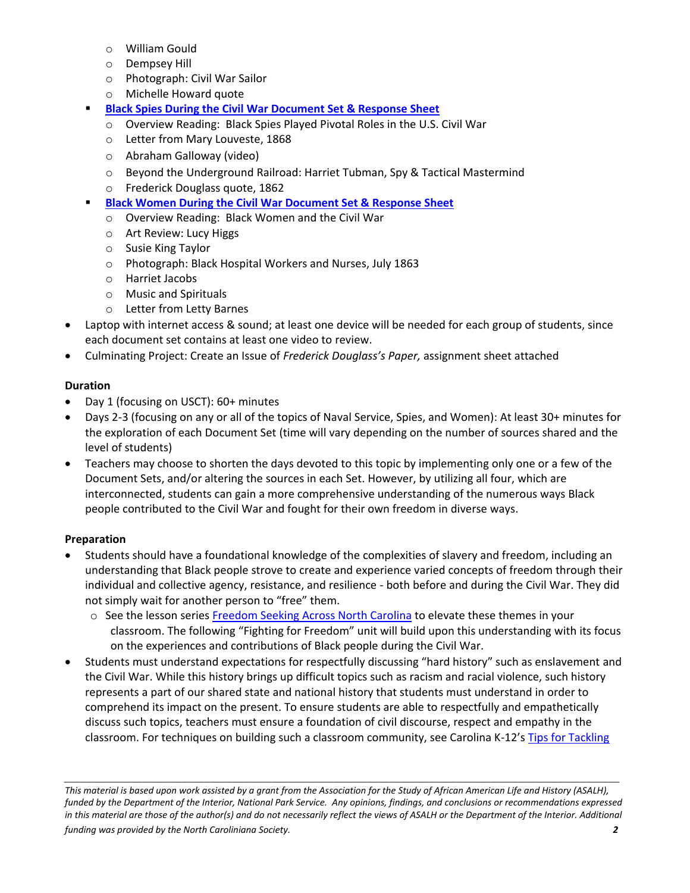- William Gould
    - Dempsey Hill
    - Photograph: Civil War Sailor
    - Michelle Howard quote
  - **Black Spies During the Civil War Document Set & Response Sheet**
    - Overview Reading: Black Spies Played Pivotal Roles in the U.S. Civil War
    - Letter from Mary Louveste, 1868
    - Abraham Galloway (video)
    - Beyond the Underground Railroad: Harriet Tubman, Spy & Tactical Mastermind
    - Frederick Douglass quote, 1862
  - **Black Women During the Civil War Document Set & Response Sheet**
    - Overview Reading: Black Women and the Civil War
    - Art Review: Lucy Higgs
    - Susie King Taylor
    - Photograph: Black Hospital Workers and Nurses, July 1863
    - Harriet Jacobs
    - Music and Spirituals
    - Letter from Letty Barnes
- Laptop with internet access & sound; at least one device will be needed for each group of students, since each document set contains at least one video to review.
- Culminating Project: Create an Issue of *Frederick Douglass's Paper,* assignment sheet attached

**Duration**

- Day 1 (focusing on USCT): 60+ minutes
- Days 2-3 (focusing on any or all of the topics of Naval Service, Spies, and Women): At least 30+ minutes for the exploration of each Document Set (time will vary depending on the number of sources shared and the level of students)
- Teachers may choose to shorten the days devoted to this topic by implementing only one or a few of the Document Sets, and/or altering the sources in each Set. However, by utilizing all four, which are interconnected, students can gain a more comprehensive understanding of the numerous ways Black people contributed to the Civil War and fought for their own freedom in diverse ways.

**Preparation**

- Students should have a foundational knowledge of the complexities of slavery and freedom, including an understanding that Black people strove to create and experience varied concepts of freedom through their individual and collective agency, resistance, and resilience - both before and during the Civil War. They did not simply wait for another person to "free" them.
  - See the lesson series Freedom Seeking Across North Carolina to elevate these themes in your classroom. The following "Fighting for Freedom" unit will build upon this understanding with its focus on the experiences and contributions of Black people during the Civil War.
- Students must understand expectations for respectfully discussing "hard history" such as enslavement and the Civil War. While this history brings up difficult topics such as racism and racial violence, such history represents a part of our shared state and national history that students must understand in order to comprehend its impact on the present. To ensure students are able to respectfully and empathetically discuss such topics, teachers must ensure a foundation of civil discourse, respect and empathy in the classroom. For techniques on building such a classroom community, see Carolina K-12's Tips for Tackling

*This material is based upon work assisted by a grant from the Association for the Study of African American Life and History (ASALH), funded by the Department of the Interior, National Park Service. Any opinions, findings, and conclusions or recommendations expressed in this material are those of the author(s) and do not necessarily reflect the views of ASALH or the Department of the Interior. Additional funding was provided by the North Caroliniana Society.*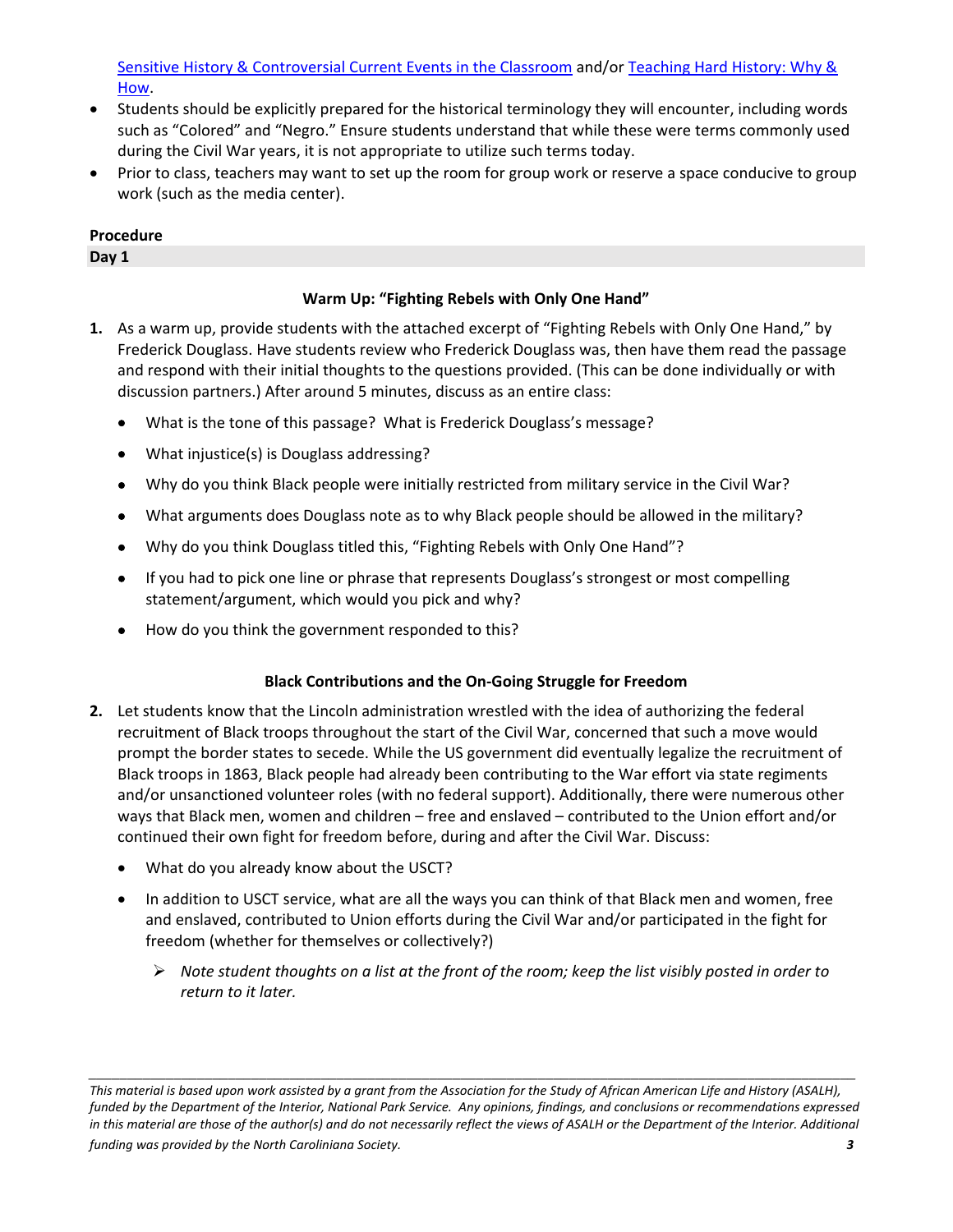[Sensitive History & Controversial Current Events in the Classroom] and/or [Teaching Hard History: Why & How].

- Students should be explicitly prepared for the historical terminology they will encounter, including words such as "Colored" and "Negro." Ensure students understand that while these were terms commonly used during the Civil War years, it is not appropriate to utilize such terms today.
- Prior to class, teachers may want to set up the room for group work or reserve a space conducive to group work (such as the media center).

**Procedure**

**Day 1**

**Warm Up: "Fighting Rebels with Only One Hand"**

1. As a warm up, provide students with the attached excerpt of "Fighting Rebels with Only One Hand," by Frederick Douglass. Have students review who Frederick Douglass was, then have them read the passage and respond with their initial thoughts to the questions provided. (This can be done individually or with discussion partners.) After around 5 minutes, discuss as an entire class:
   - What is the tone of this passage? What is Frederick Douglass's message?
   - What injustice(s) is Douglass addressing?
   - Why do you think Black people were initially restricted from military service in the Civil War?
   - What arguments does Douglass note as to why Black people should be allowed in the military?
   - Why do you think Douglass titled this, "Fighting Rebels with Only One Hand"?
   - If you had to pick one line or phrase that represents Douglass's strongest or most compelling statement/argument, which would you pick and why?
   - How do you think the government responded to this?

**Black Contributions and the On-Going Struggle for Freedom**

2. Let students know that the Lincoln administration wrestled with the idea of authorizing the federal recruitment of Black troops throughout the start of the Civil War, concerned that such a move would prompt the border states to secede. While the US government did eventually legalize the recruitment of Black troops in 1863, Black people had already been contributing to the War effort via state regiments and/or unsanctioned volunteer roles (with no federal support). Additionally, there were numerous other ways that Black men, women and children – free and enslaved – contributed to the Union effort and/or continued their own fight for freedom before, during and after the Civil War. Discuss:
   - What do you already know about the USCT?
   - In addition to USCT service, what are all the ways you can think of that Black men and women, free and enslaved, contributed to Union efforts during the Civil War and/or participated in the fight for freedom (whether for themselves or collectively?)
     - *Note student thoughts on a list at the front of the room; keep the list visibly posted in order to return to it later.*

*This material is based upon work assisted by a grant from the Association for the Study of African American Life and History (ASALH), funded by the Department of the Interior, National Park Service. Any opinions, findings, and conclusions or recommendations expressed in this material are those of the author(s) and do not necessarily reflect the views of ASALH or the Department of the Interior. Additional funding was provided by the North Caroliniana Society.*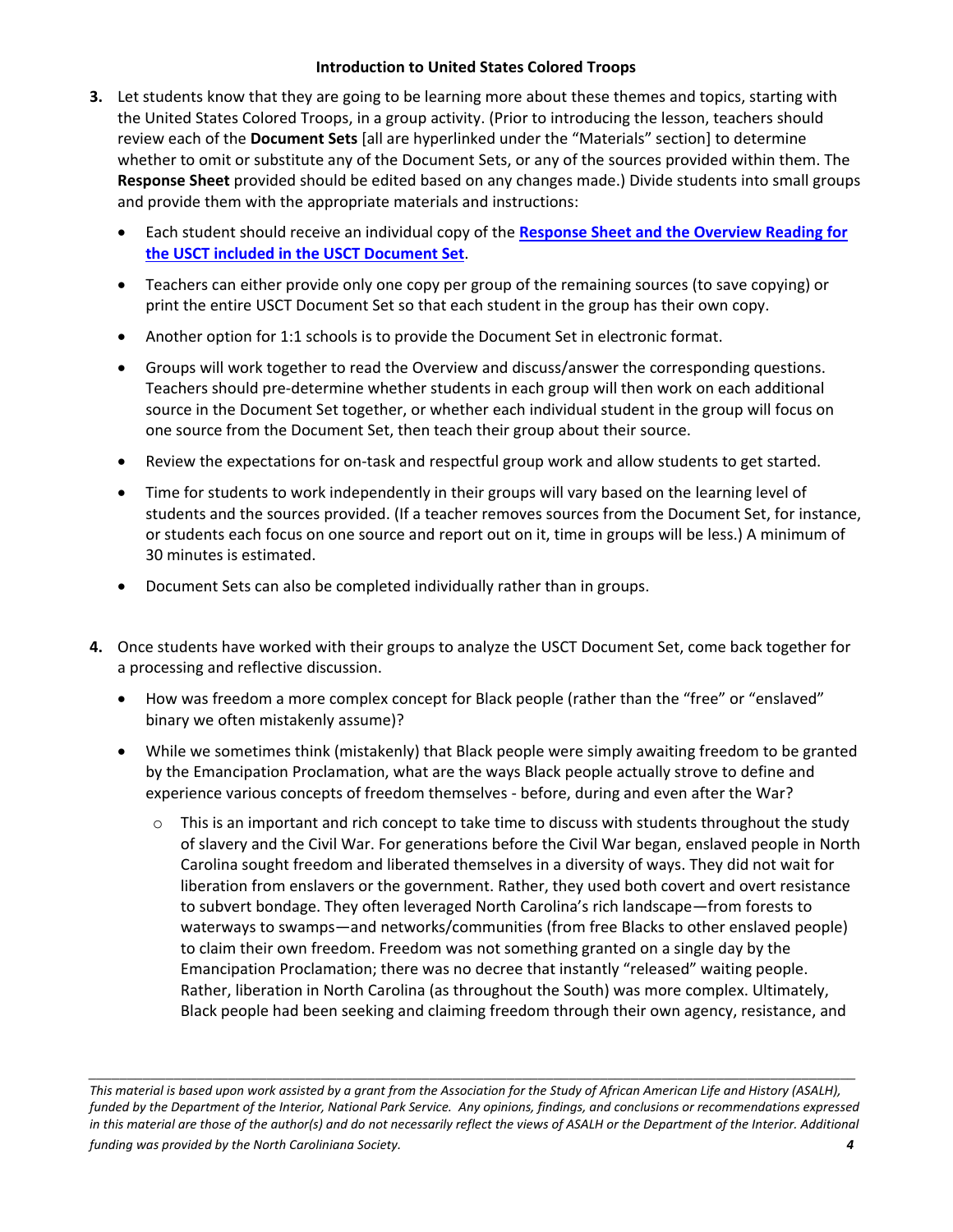**Introduction to United States Colored Troops**

3. Let students know that they are going to be learning more about these themes and topics, starting with the United States Colored Troops, in a group activity. (Prior to introducing the lesson, teachers should review each of the **Document Sets** [all are hyperlinked under the "Materials" section] to determine whether to omit or substitute any of the Document Sets, or any of the sources provided within them. The **Response Sheet** provided should be edited based on any changes made.) Divide students into small groups and provide them with the appropriate materials and instructions:

   - Each student should receive an individual copy of the **Response Sheet and the Overview Reading for the USCT included in the USCT Document Set**.
   - Teachers can either provide only one copy per group of the remaining sources (to save copying) or print the entire USCT Document Set so that each student in the group has their own copy.
   - Another option for 1:1 schools is to provide the Document Set in electronic format.
   - Groups will work together to read the Overview and discuss/answer the corresponding questions. Teachers should pre-determine whether students in each group will then work on each additional source in the Document Set together, or whether each individual student in the group will focus on one source from the Document Set, then teach their group about their source.
   - Review the expectations for on-task and respectful group work and allow students to get started.
   - Time for students to work independently in their groups will vary based on the learning level of students and the sources provided. (If a teacher removes sources from the Document Set, for instance, or students each focus on one source and report out on it, time in groups will be less.) A minimum of 30 minutes is estimated.
   - Document Sets can also be completed individually rather than in groups.

4. Once students have worked with their groups to analyze the USCT Document Set, come back together for a processing and reflective discussion.

   - How was freedom a more complex concept for Black people (rather than the "free" or "enslaved" binary we often mistakenly assume)?
   - While we sometimes think (mistakenly) that Black people were simply awaiting freedom to be granted by the Emancipation Proclamation, what are the ways Black people actually strove to define and experience various concepts of freedom themselves - before, during and even after the War?
     - This is an important and rich concept to take time to discuss with students throughout the study of slavery and the Civil War. For generations before the Civil War began, enslaved people in North Carolina sought freedom and liberated themselves in a diversity of ways. They did not wait for liberation from enslavers or the government. Rather, they used both covert and overt resistance to subvert bondage. They often leveraged North Carolina's rich landscape—from forests to waterways to swamps—and networks/communities (from free Blacks to other enslaved people) to claim their own freedom. Freedom was not something granted on a single day by the Emancipation Proclamation; there was no decree that instantly "released" waiting people. Rather, liberation in North Carolina (as throughout the South) was more complex. Ultimately, Black people had been seeking and claiming freedom through their own agency, resistance, and

*This material is based upon work assisted by a grant from the Association for the Study of African American Life and History (ASALH), funded by the Department of the Interior, National Park Service. Any opinions, findings, and conclusions or recommendations expressed in this material are those of the author(s) and do not necessarily reflect the views of ASALH or the Department of the Interior. Additional funding was provided by the North Caroliniana Society.*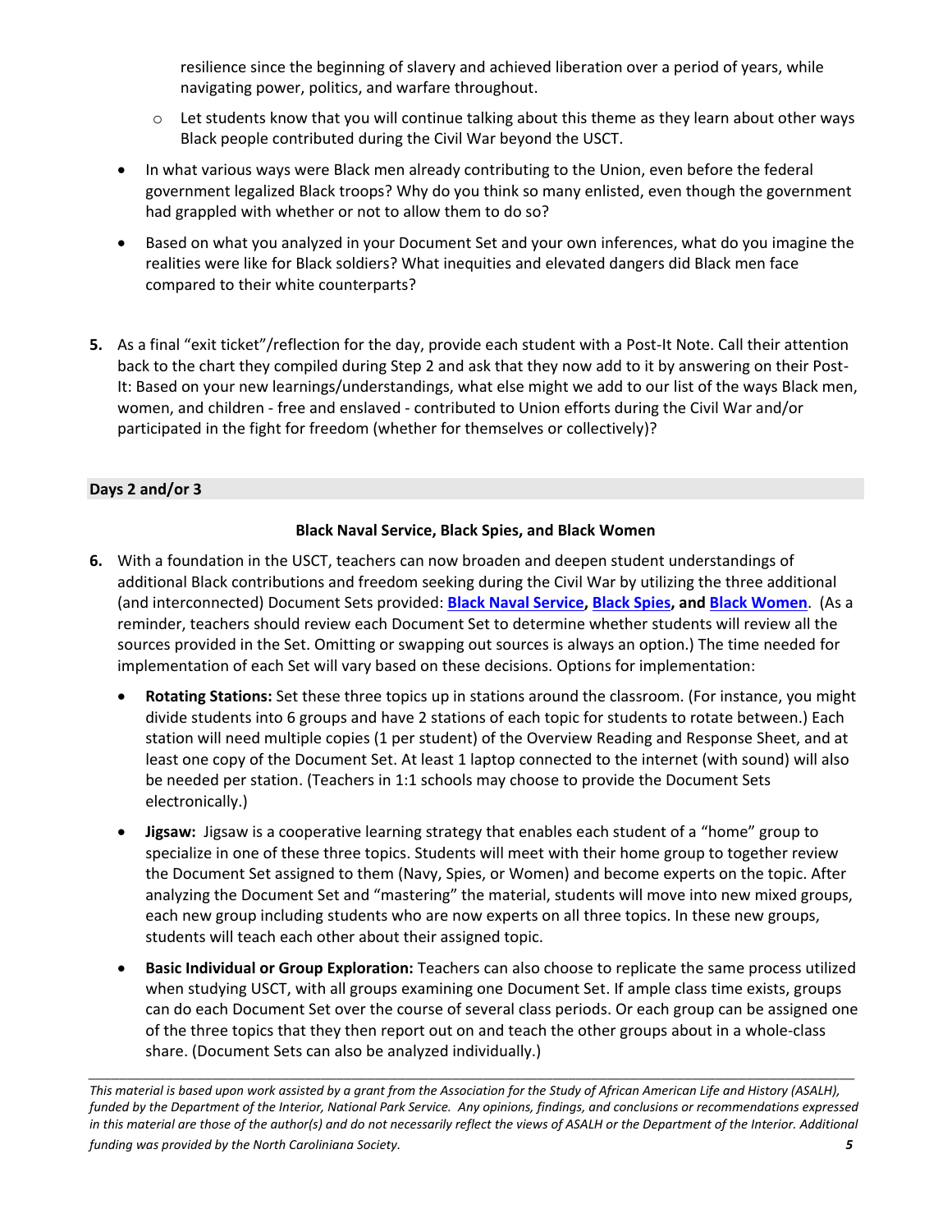resilience since the beginning of slavery and achieved liberation over a period of years, while navigating power, politics, and warfare throughout.

  - Let students know that you will continue talking about this theme as they learn about other ways Black people contributed during the Civil War beyond the USCT.

- In what various ways were Black men already contributing to the Union, even before the federal government legalized Black troops? Why do you think so many enlisted, even though the government had grappled with whether or not to allow them to do so?

- Based on what you analyzed in your Document Set and your own inferences, what do you imagine the realities were like for Black soldiers? What inequities and elevated dangers did Black men face compared to their white counterparts?

5. As a final "exit ticket"/reflection for the day, provide each student with a Post-It Note. Call their attention back to the chart they compiled during Step 2 and ask that they now add to it by answering on their Post-It: Based on your new learnings/understandings, what else might we add to our list of the ways Black men, women, and children - free and enslaved - contributed to Union efforts during the Civil War and/or participated in the fight for freedom (whether for themselves or collectively)?

**Days 2 and/or 3**

**Black Naval Service, Black Spies, and Black Women**

6. With a foundation in the USCT, teachers can now broaden and deepen student understandings of additional Black contributions and freedom seeking during the Civil War by utilizing the three additional (and interconnected) Document Sets provided: **Black Naval Service, Black Spies, and Black Women**. (As a reminder, teachers should review each Document Set to determine whether students will review all the sources provided in the Set. Omitting or swapping out sources is always an option.) The time needed for implementation of each Set will vary based on these decisions. Options for implementation:

   - **Rotating Stations:** Set these three topics up in stations around the classroom. (For instance, you might divide students into 6 groups and have 2 stations of each topic for students to rotate between.) Each station will need multiple copies (1 per student) of the Overview Reading and Response Sheet, and at least one copy of the Document Set. At least 1 laptop connected to the internet (with sound) will also be needed per station. (Teachers in 1:1 schools may choose to provide the Document Sets electronically.)

   - **Jigsaw:** Jigsaw is a cooperative learning strategy that enables each student of a "home" group to specialize in one of these three topics. Students will meet with their home group to together review the Document Set assigned to them (Navy, Spies, or Women) and become experts on the topic. After analyzing the Document Set and "mastering" the material, students will move into new mixed groups, each new group including students who are now experts on all three topics. In these new groups, students will teach each other about their assigned topic.

   - **Basic Individual or Group Exploration:** Teachers can also choose to replicate the same process utilized when studying USCT, with all groups examining one Document Set. If ample class time exists, groups can do each Document Set over the course of several class periods. Or each group can be assigned one of the three topics that they then report out on and teach the other groups about in a whole-class share. (Document Sets can also be analyzed individually.)

*This material is based upon work assisted by a grant from the Association for the Study of African American Life and History (ASALH), funded by the Department of the Interior, National Park Service. Any opinions, findings, and conclusions or recommendations expressed in this material are those of the author(s) and do not necessarily reflect the views of ASALH or the Department of the Interior. Additional funding was provided by the North Caroliniana Society.*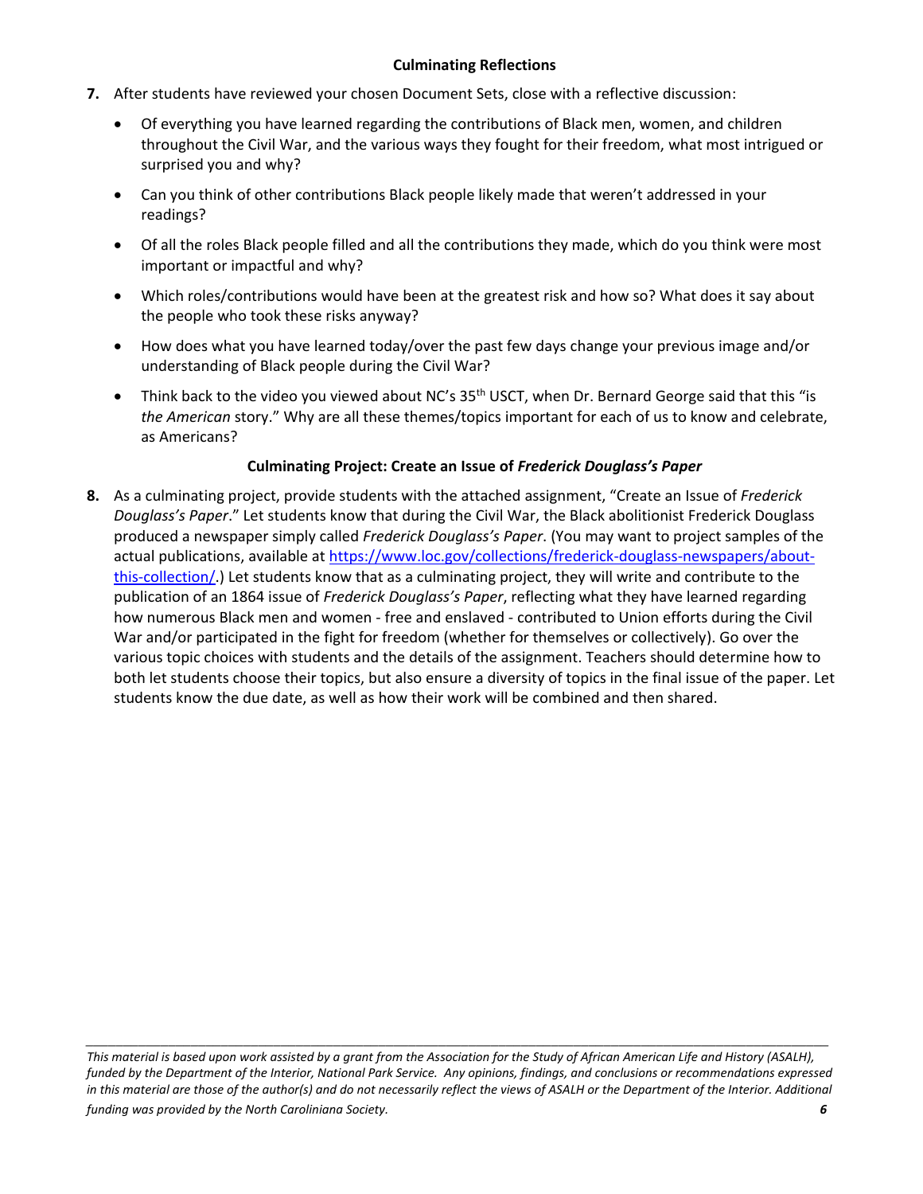**Culminating Reflections**

7. After students have reviewed your chosen Document Sets, close with a reflective discussion:

   - Of everything you have learned regarding the contributions of Black men, women, and children throughout the Civil War, and the various ways they fought for their freedom, what most intrigued or surprised you and why?
   - Can you think of other contributions Black people likely made that weren't addressed in your readings?
   - Of all the roles Black people filled and all the contributions they made, which do you think were most important or impactful and why?
   - Which roles/contributions would have been at the greatest risk and how so? What does it say about the people who took these risks anyway?
   - How does what you have learned today/over the past few days change your previous image and/or understanding of Black people during the Civil War?
   - Think back to the video you viewed about NC's 35th USCT, when Dr. Bernard George said that this "is *the American* story." Why are all these themes/topics important for each of us to know and celebrate, as Americans?

**Culminating Project: Create an Issue of *Frederick Douglass's Paper***

8. As a culminating project, provide students with the attached assignment, "Create an Issue of *Frederick Douglass's Paper*." Let students know that during the Civil War, the Black abolitionist Frederick Douglass produced a newspaper simply called *Frederick Douglass's Paper*. (You may want to project samples of the actual publications, available at [https://www.loc.gov/collections/frederick-douglass-newspapers/about-this-collection/](https://www.loc.gov/collections/frederick-douglass-newspapers/about-this-collection/).) Let students know that as a culminating project, they will write and contribute to the publication of an 1864 issue of *Frederick Douglass's Paper*, reflecting what they have learned regarding how numerous Black men and women - free and enslaved - contributed to Union efforts during the Civil War and/or participated in the fight for freedom (whether for themselves or collectively). Go over the various topic choices with students and the details of the assignment. Teachers should determine how to both let students choose their topics, but also ensure a diversity of topics in the final issue of the paper. Let students know the due date, as well as how their work will be combined and then shared.

*This material is based upon work assisted by a grant from the Association for the Study of African American Life and History (ASALH), funded by the Department of the Interior, National Park Service. Any opinions, findings, and conclusions or recommendations expressed in this material are those of the author(s) and do not necessarily reflect the views of ASALH or the Department of the Interior. Additional funding was provided by the North Caroliniana Society.*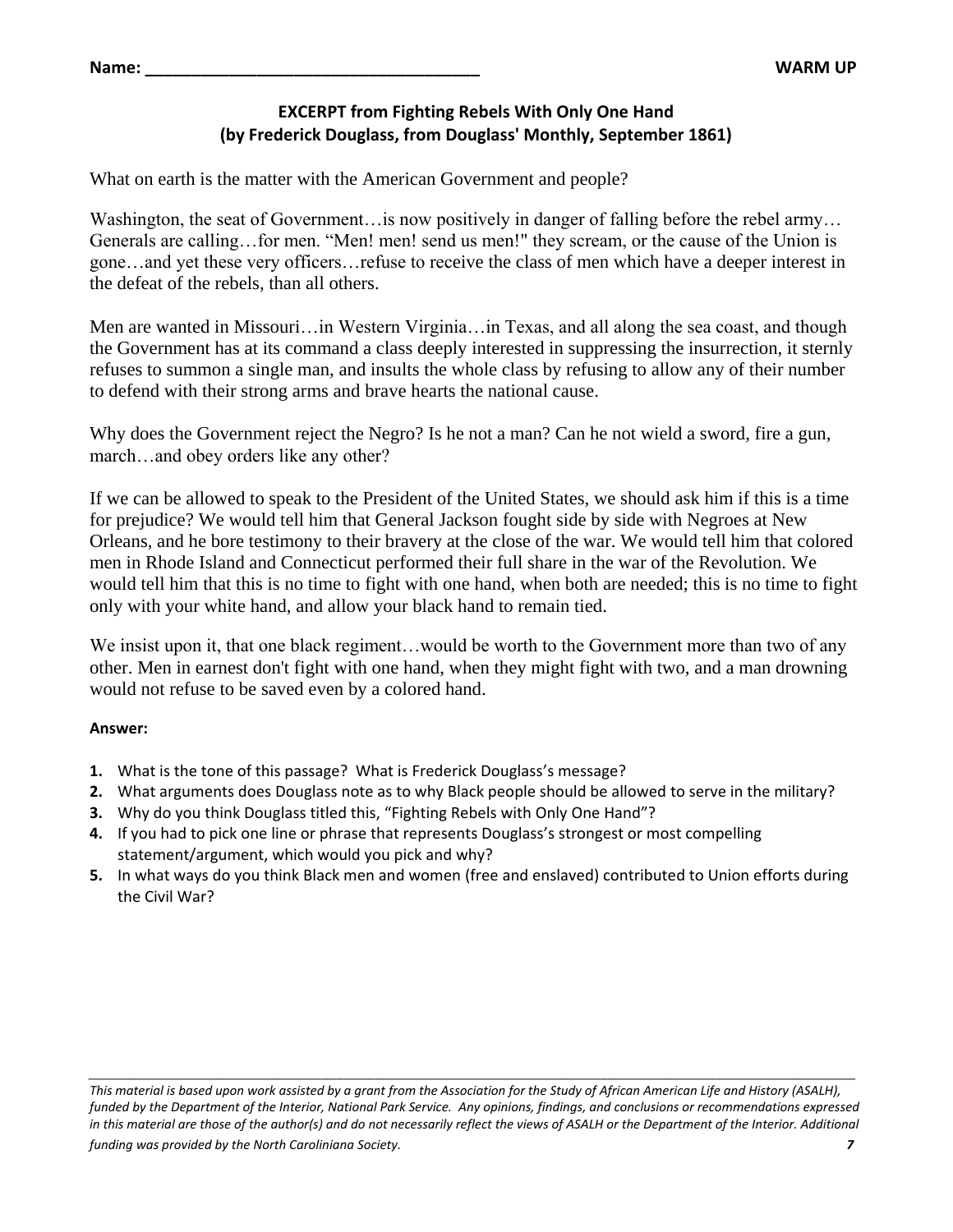Name: ___________________________________ **WARM UP**

## EXCERPT from Fighting Rebels With Only One Hand
### (by Frederick Douglass, from Douglass' Monthly, September 1861)

What on earth is the matter with the American Government and people?

Washington, the seat of Government…is now positively in danger of falling before the rebel army… Generals are calling…for men. "Men! men! send us men!" they scream, or the cause of the Union is gone…and yet these very officers…refuse to receive the class of men which have a deeper interest in the defeat of the rebels, than all others.

Men are wanted in Missouri…in Western Virginia…in Texas, and all along the sea coast, and though the Government has at its command a class deeply interested in suppressing the insurrection, it sternly refuses to summon a single man, and insults the whole class by refusing to allow any of their number to defend with their strong arms and brave hearts the national cause.

Why does the Government reject the Negro? Is he not a man? Can he not wield a sword, fire a gun, march…and obey orders like any other?

If we can be allowed to speak to the President of the United States, we should ask him if this is a time for prejudice? We would tell him that General Jackson fought side by side with Negroes at New Orleans, and he bore testimony to their bravery at the close of the war. We would tell him that colored men in Rhode Island and Connecticut performed their full share in the war of the Revolution. We would tell him that this is no time to fight with one hand, when both are needed; this is no time to fight only with your white hand, and allow your black hand to remain tied.

We insist upon it, that one black regiment…would be worth to the Government more than two of any other. Men in earnest don't fight with one hand, when they might fight with two, and a man drowning would not refuse to be saved even by a colored hand.

**Answer:**

1. What is the tone of this passage? What is Frederick Douglass's message?
2. What arguments does Douglass note as to why Black people should be allowed to serve in the military?
3. Why do you think Douglass titled this, "Fighting Rebels with Only One Hand"?
4. If you had to pick one line or phrase that represents Douglass's strongest or most compelling statement/argument, which would you pick and why?
5. In what ways do you think Black men and women (free and enslaved) contributed to Union efforts during the Civil War?

*This material is based upon work assisted by a grant from the Association for the Study of African American Life and History (ASALH), funded by the Department of the Interior, National Park Service. Any opinions, findings, and conclusions or recommendations expressed in this material are those of the author(s) and do not necessarily reflect the views of ASALH or the Department of the Interior. Additional funding was provided by the North Caroliniana Society.*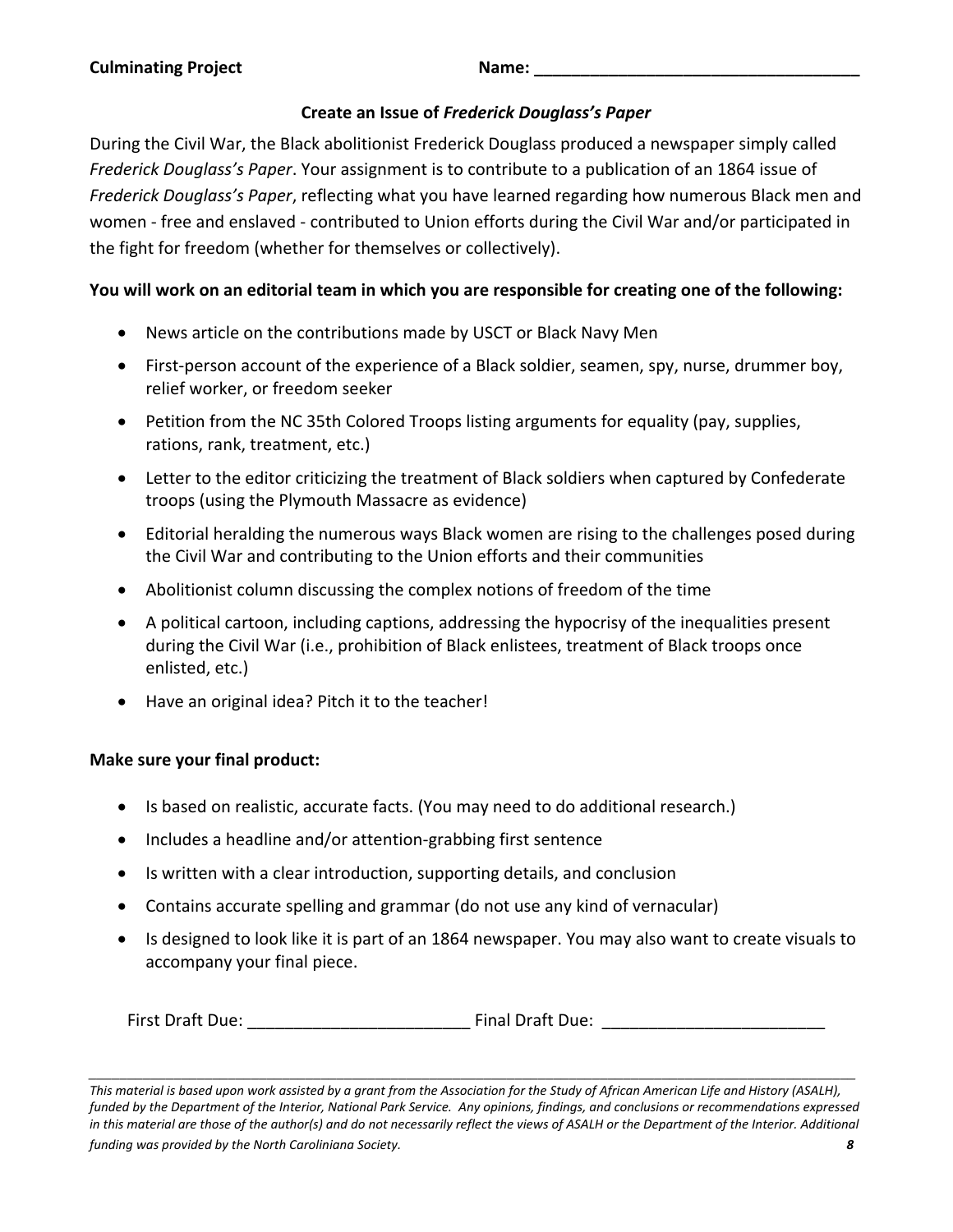**Culminating Project** **Name: \_\_\_\_\_\_\_\_\_\_\_\_\_\_\_\_\_\_\_\_\_\_\_\_\_\_\_\_\_\_\_\_\_\_\_**

## Create an Issue of *Frederick Douglass's Paper*

During the Civil War, the Black abolitionist Frederick Douglass produced a newspaper simply called *Frederick Douglass's Paper*. Your assignment is to contribute to a publication of an 1864 issue of *Frederick Douglass's Paper*, reflecting what you have learned regarding how numerous Black men and women - free and enslaved - contributed to Union efforts during the Civil War and/or participated in the fight for freedom (whether for themselves or collectively).

**You will work on an editorial team in which you are responsible for creating one of the following:**

- News article on the contributions made by USCT or Black Navy Men
- First-person account of the experience of a Black soldier, seamen, spy, nurse, drummer boy, relief worker, or freedom seeker
- Petition from the NC 35th Colored Troops listing arguments for equality (pay, supplies, rations, rank, treatment, etc.)
- Letter to the editor criticizing the treatment of Black soldiers when captured by Confederate troops (using the Plymouth Massacre as evidence)
- Editorial heralding the numerous ways Black women are rising to the challenges posed during the Civil War and contributing to the Union efforts and their communities
- Abolitionist column discussing the complex notions of freedom of the time
- A political cartoon, including captions, addressing the hypocrisy of the inequalities present during the Civil War (i.e., prohibition of Black enlistees, treatment of Black troops once enlisted, etc.)
- Have an original idea? Pitch it to the teacher!

**Make sure your final product:**

- Is based on realistic, accurate facts. (You may need to do additional research.)
- Includes a headline and/or attention-grabbing first sentence
- Is written with a clear introduction, supporting details, and conclusion
- Contains accurate spelling and grammar (do not use any kind of vernacular)
- Is designed to look like it is part of an 1864 newspaper. You may also want to create visuals to accompany your final piece.

First Draft Due: \_\_\_\_\_\_\_\_\_\_\_\_\_\_\_\_\_\_\_\_\_\_\_\_ Final Draft Due: \_\_\_\_\_\_\_\_\_\_\_\_\_\_\_\_\_\_\_\_\_\_\_\_

---

*This material is based upon work assisted by a grant from the Association for the Study of African American Life and History (ASALH), funded by the Department of the Interior, National Park Service. Any opinions, findings, and conclusions or recommendations expressed in this material are those of the author(s) and do not necessarily reflect the views of ASALH or the Department of the Interior. Additional funding was provided by the North Caroliniana Society.*